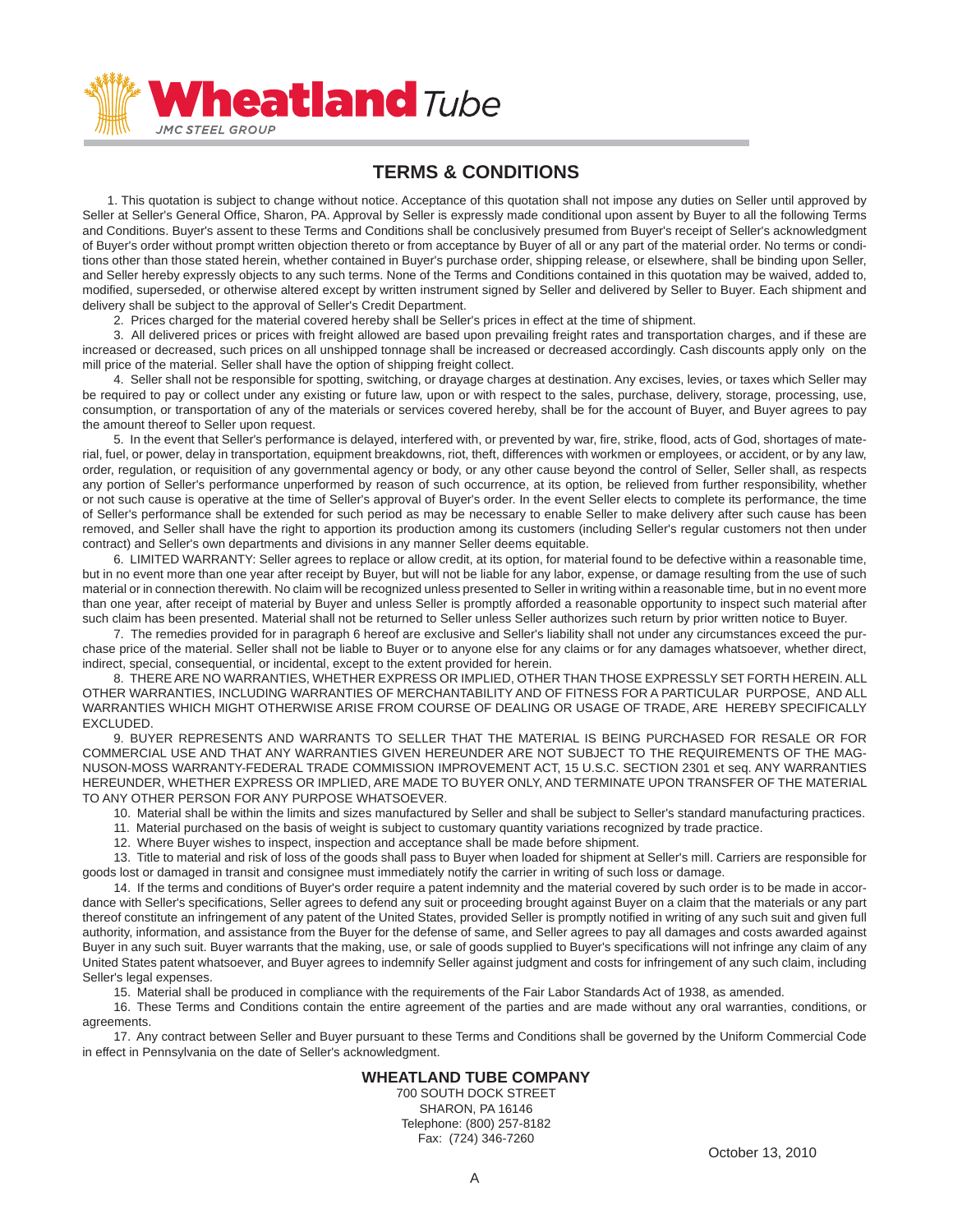**Wheatland** *Tube*
*JMC STEEL GROUP*

# TERMS & CONDITIONS

1. This quotation is subject to change without notice. Acceptance of this quotation shall not impose any duties on Seller until approved by Seller at Seller's General Office, Sharon, PA. Approval by Seller is expressly made conditional upon assent by Buyer to all the following Terms and Conditions. Buyer's assent to these Terms and Conditions shall be conclusively presumed from Buyer's receipt of Seller's acknowledgment of Buyer's order without prompt written objection thereto or from acceptance by Buyer of all or any part of the material order. No terms or conditions other than those stated herein, whether contained in Buyer's purchase order, shipping release, or elsewhere, shall be binding upon Seller, and Seller hereby expressly objects to any such terms. None of the Terms and Conditions contained in this quotation may be waived, added to, modified, superseded, or otherwise altered except by written instrument signed by Seller and delivered by Seller to Buyer. Each shipment and delivery shall be subject to the approval of Seller's Credit Department.

2. Prices charged for the material covered hereby shall be Seller's prices in effect at the time of shipment.

3. All delivered prices or prices with freight allowed are based upon prevailing freight rates and transportation charges, and if these are increased or decreased, such prices on all unshipped tonnage shall be increased or decreased accordingly. Cash discounts apply only on the mill price of the material. Seller shall have the option of shipping freight collect.

4. Seller shall not be responsible for spotting, switching, or drayage charges at destination. Any excises, levies, or taxes which Seller may be required to pay or collect under any existing or future law, upon or with respect to the sales, purchase, delivery, storage, processing, use, consumption, or transportation of any of the materials or services covered hereby, shall be for the account of Buyer, and Buyer agrees to pay the amount thereof to Seller upon request.

5. In the event that Seller's performance is delayed, interfered with, or prevented by war, fire, strike, flood, acts of God, shortages of material, fuel, or power, delay in transportation, equipment breakdowns, riot, theft, differences with workmen or employees, or accident, or by any law, order, regulation, or requisition of any governmental agency or body, or any other cause beyond the control of Seller, Seller shall, as respects any portion of Seller's performance unperformed by reason of such occurrence, at its option, be relieved from further responsibility, whether or not such cause is operative at the time of Seller's approval of Buyer's order. In the event Seller elects to complete its performance, the time of Seller's performance shall be extended for such period as may be necessary to enable Seller to make delivery after such cause has been removed, and Seller shall have the right to apportion its production among its customers (including Seller's regular customers not then under contract) and Seller's own departments and divisions in any manner Seller deems equitable.

6. LIMITED WARRANTY: Seller agrees to replace or allow credit, at its option, for material found to be defective within a reasonable time, but in no event more than one year after receipt by Buyer, but will not be liable for any labor, expense, or damage resulting from the use of such material or in connection therewith. No claim will be recognized unless presented to Seller in writing within a reasonable time, but in no event more than one year, after receipt of material by Buyer and unless Seller is promptly afforded a reasonable opportunity to inspect such material after such claim has been presented. Material shall not be returned to Seller unless Seller authorizes such return by prior written notice to Buyer.

7. The remedies provided for in paragraph 6 hereof are exclusive and Seller's liability shall not under any circumstances exceed the purchase price of the material. Seller shall not be liable to Buyer or to anyone else for any claims or for any damages whatsoever, whether direct, indirect, special, consequential, or incidental, except to the extent provided for herein.

8. THERE ARE NO WARRANTIES, WHETHER EXPRESS OR IMPLIED, OTHER THAN THOSE EXPRESSLY SET FORTH HEREIN. ALL OTHER WARRANTIES, INCLUDING WARRANTIES OF MERCHANTABILITY AND OF FITNESS FOR A PARTICULAR PURPOSE, AND ALL WARRANTIES WHICH MIGHT OTHERWISE ARISE FROM COURSE OF DEALING OR USAGE OF TRADE, ARE HEREBY SPECIFICALLY EXCLUDED.

9. BUYER REPRESENTS AND WARRANTS TO SELLER THAT THE MATERIAL IS BEING PURCHASED FOR RESALE OR FOR COMMERCIAL USE AND THAT ANY WARRANTIES GIVEN HEREUNDER ARE NOT SUBJECT TO THE REQUIREMENTS OF THE MAGNUSON-MOSS WARRANTY-FEDERAL TRADE COMMISSION IMPROVEMENT ACT, 15 U.S.C. SECTION 2301 et seq. ANY WARRANTIES HEREUNDER, WHETHER EXPRESS OR IMPLIED, ARE MADE TO BUYER ONLY, AND TERMINATE UPON TRANSFER OF THE MATERIAL TO ANY OTHER PERSON FOR ANY PURPOSE WHATSOEVER.

10. Material shall be within the limits and sizes manufactured by Seller and shall be subject to Seller's standard manufacturing practices.

11. Material purchased on the basis of weight is subject to customary quantity variations recognized by trade practice.

12. Where Buyer wishes to inspect, inspection and acceptance shall be made before shipment.

13. Title to material and risk of loss of the goods shall pass to Buyer when loaded for shipment at Seller's mill. Carriers are responsible for goods lost or damaged in transit and consignee must immediately notify the carrier in writing of such loss or damage.

14. If the terms and conditions of Buyer's order require a patent indemnity and the material covered by such order is to be made in accordance with Seller's specifications, Seller agrees to defend any suit or proceeding brought against Buyer on a claim that the materials or any part thereof constitute an infringement of any patent of the United States, provided Seller is promptly notified in writing of any such suit and given full authority, information, and assistance from the Buyer for the defense of same, and Seller agrees to pay all damages and costs awarded against Buyer in any such suit. Buyer warrants that the making, use, or sale of goods supplied to Buyer's specifications will not infringe any claim of any United States patent whatsoever, and Buyer agrees to indemnify Seller against judgment and costs for infringement of any such claim, including Seller's legal expenses.

15. Material shall be produced in compliance with the requirements of the Fair Labor Standards Act of 1938, as amended.

16. These Terms and Conditions contain the entire agreement of the parties and are made without any oral warranties, conditions, or agreements.

17. Any contract between Seller and Buyer pursuant to these Terms and Conditions shall be governed by the Uniform Commercial Code in effect in Pennsylvania on the date of Seller's acknowledgment.

**WHEATLAND TUBE COMPANY**
700 SOUTH DOCK STREET
SHARON, PA 16146
Telephone: (800) 257-8182
Fax: (724) 346-7260

October 13, 2010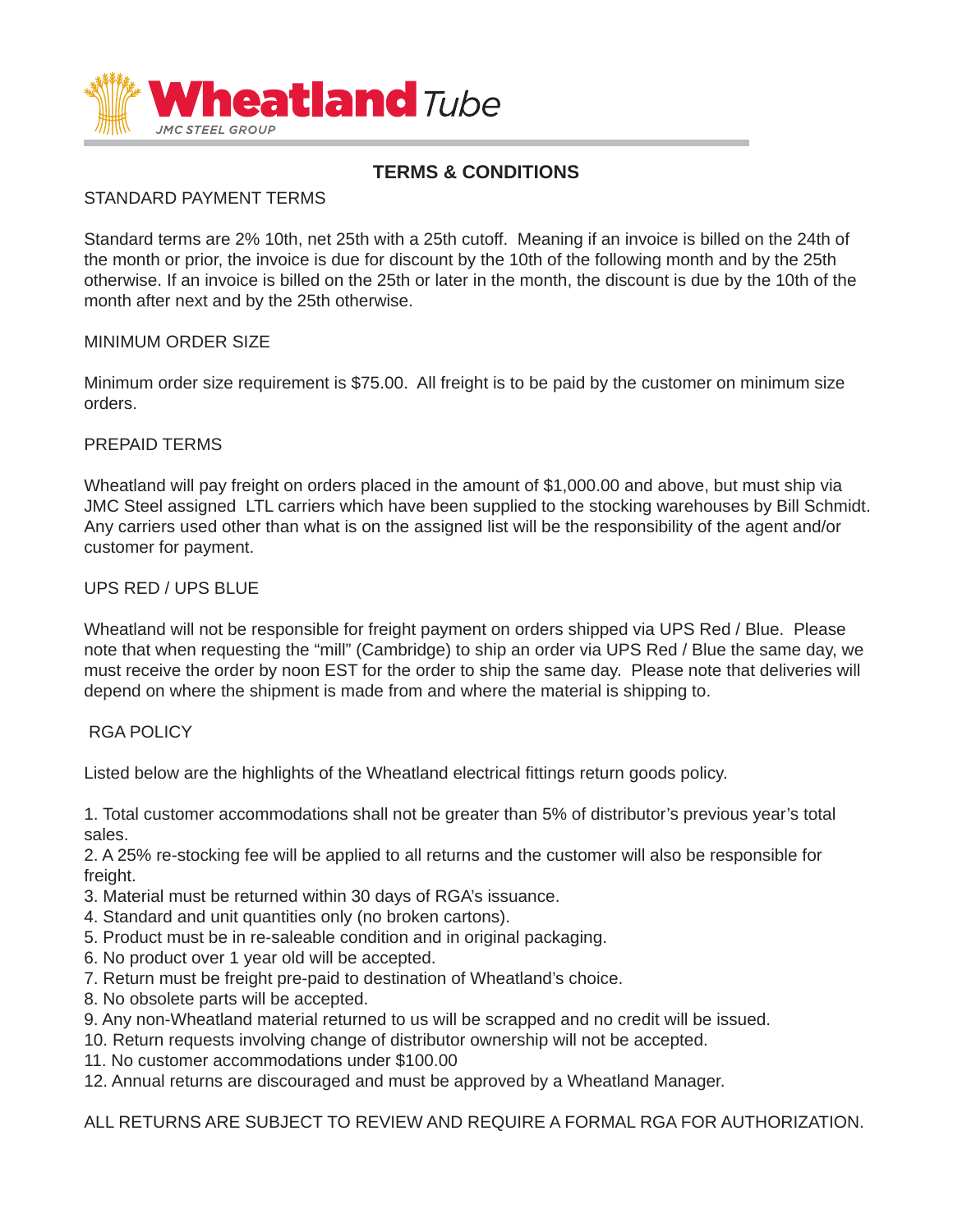Wheatland Tube
JMC STEEL GROUP

# TERMS & CONDITIONS

## STANDARD PAYMENT TERMS

Standard terms are 2% 10th, net 25th with a 25th cutoff. Meaning if an invoice is billed on the 24th of the month or prior, the invoice is due for discount by the 10th of the following month and by the 25th otherwise. If an invoice is billed on the 25th or later in the month, the discount is due by the 10th of the month after next and by the 25th otherwise.

## MINIMUM ORDER SIZE

Minimum order size requirement is $75.00. All freight is to be paid by the customer on minimum size orders.

## PREPAID TERMS

Wheatland will pay freight on orders placed in the amount of $1,000.00 and above, but must ship via JMC Steel assigned LTL carriers which have been supplied to the stocking warehouses by Bill Schmidt. Any carriers used other than what is on the assigned list will be the responsibility of the agent and/or customer for payment.

## UPS RED / UPS BLUE

Wheatland will not be responsible for freight payment on orders shipped via UPS Red / Blue. Please note that when requesting the "mill" (Cambridge) to ship an order via UPS Red / Blue the same day, we must receive the order by noon EST for the order to ship the same day. Please note that deliveries will depend on where the shipment is made from and where the material is shipping to.

## RGA POLICY

Listed below are the highlights of the Wheatland electrical fittings return goods policy.

1. Total customer accommodations shall not be greater than 5% of distributor's previous year's total sales.
2. A 25% re-stocking fee will be applied to all returns and the customer will also be responsible for freight.
3. Material must be returned within 30 days of RGA's issuance.
4. Standard and unit quantities only (no broken cartons).
5. Product must be in re-saleable condition and in original packaging.
6. No product over 1 year old will be accepted.
7. Return must be freight pre-paid to destination of Wheatland's choice.
8. No obsolete parts will be accepted.
9. Any non-Wheatland material returned to us will be scrapped and no credit will be issued.
10. Return requests involving change of distributor ownership will not be accepted.
11. No customer accommodations under $100.00
12. Annual returns are discouraged and must be approved by a Wheatland Manager.

ALL RETURNS ARE SUBJECT TO REVIEW AND REQUIRE A FORMAL RGA FOR AUTHORIZATION.